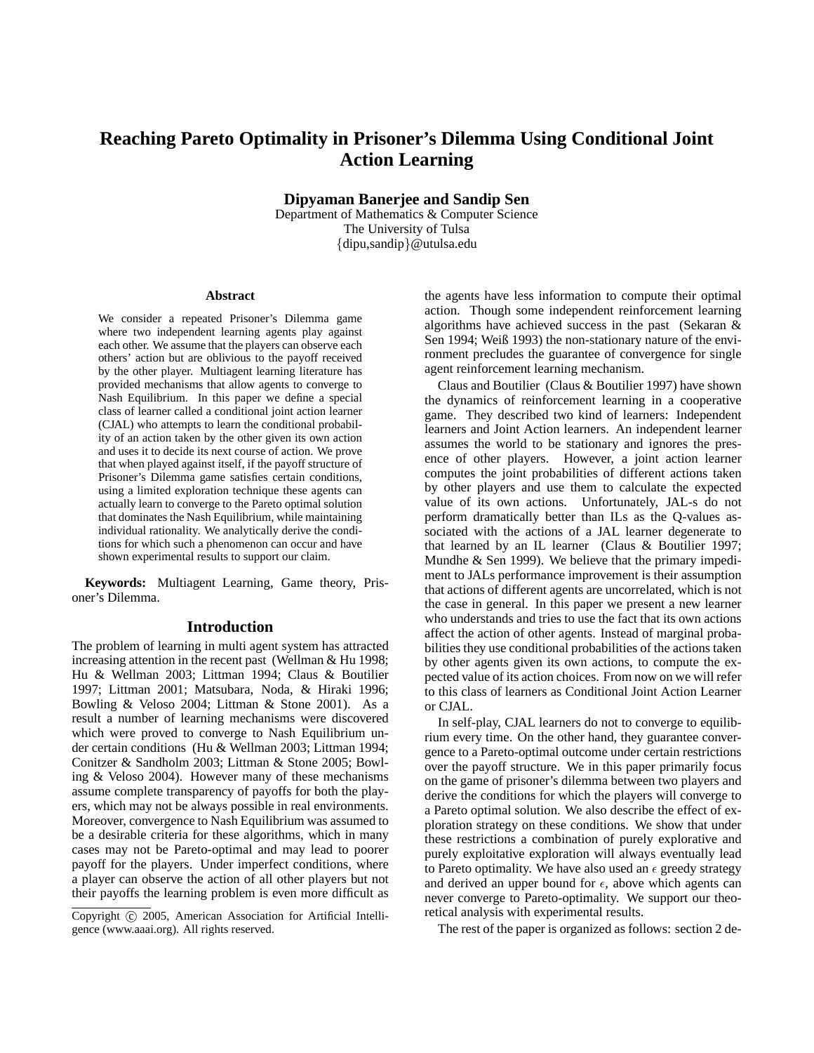# Reaching Pareto Optimality in Prisoner's Dilemma Using Conditional Joint Action Learning

**Dipyaman Banerjee and Sandip Sen**

Department of Mathematics & Computer Science
The University of Tulsa
{dipu,sandip}@utulsa.edu

## Abstract

We consider a repeated Prisoner's Dilemma game where two independent learning agents play against each other. We assume that the players can observe each others' action but are oblivious to the payoff received by the other player. Multiagent learning literature has provided mechanisms that allow agents to converge to Nash Equilibrium. In this paper we define a special class of learner called a conditional joint action learner (CJAL) who attempts to learn the conditional probability of an action taken by the other given its own action and uses it to decide its next course of action. We prove that when played against itself, if the payoff structure of Prisoner's Dilemma game satisfies certain conditions, using a limited exploration technique these agents can actually learn to converge to the Pareto optimal solution that dominates the Nash Equilibrium, while maintaining individual rationality. We analytically derive the conditions for which such a phenomenon can occur and have shown experimental results to support our claim.

**Keywords:** Multiagent Learning, Game theory, Prisoner's Dilemma.

## Introduction

The problem of learning in multi agent system has attracted increasing attention in the recent past (Wellman & Hu 1998; Hu & Wellman 2003; Littman 1994; Claus & Boutilier 1997; Littman 2001; Matsubara, Noda, & Hiraki 1996; Bowling & Veloso 2004; Littman & Stone 2001). As a result a number of learning mechanisms were discovered which were proved to converge to Nash Equilibrium under certain conditions (Hu & Wellman 2003; Littman 1994; Conitzer & Sandholm 2003; Littman & Stone 2005; Bowling & Veloso 2004). However many of these mechanisms assume complete transparency of payoffs for both the players, which may not be always possible in real environments. Moreover, convergence to Nash Equilibrium was assumed to be a desirable criteria for these algorithms, which in many cases may not be Pareto-optimal and may lead to poorer payoff for the players. Under imperfect conditions, where a player can observe the action of all other players but not their payoffs the learning problem is even more difficult as the agents have less information to compute their optimal action. Though some independent reinforcement learning algorithms have achieved success in the past (Sekaran & Sen 1994; Weiß 1993) the non-stationary nature of the environment precludes the guarantee of convergence for single agent reinforcement learning mechanism.

Claus and Boutilier (Claus & Boutilier 1997) have shown the dynamics of reinforcement learning in a cooperative game. They described two kind of learners: Independent learners and Joint Action learners. An independent learner assumes the world to be stationary and ignores the presence of other players. However, a joint action learner computes the joint probabilities of different actions taken by other players and use them to calculate the expected value of its own actions. Unfortunately, JAL-s do not perform dramatically better than ILs as the Q-values associated with the actions of a JAL learner degenerate to that learned by an IL learner (Claus & Boutilier 1997; Mundhe & Sen 1999). We believe that the primary impediment to JALs performance improvement is their assumption that actions of different agents are uncorrelated, which is not the case in general. In this paper we present a new learner who understands and tries to use the fact that its own actions affect the action of other agents. Instead of marginal probabilities they use conditional probabilities of the actions taken by other agents given its own actions, to compute the expected value of its action choices. From now on we will refer to this class of learners as Conditional Joint Action Learner or CJAL.

In self-play, CJAL learners do not to converge to equilibrium every time. On the other hand, they guarantee convergence to a Pareto-optimal outcome under certain restrictions over the payoff structure. We in this paper primarily focus on the game of prisoner's dilemma between two players and derive the conditions for which the players will converge to a Pareto optimal solution. We also describe the effect of exploration strategy on these conditions. We show that under these restrictions a combination of purely explorative and purely exploitative exploration will always eventually lead to Pareto optimality. We have also used an $\epsilon$ greedy strategy and derived an upper bound for $\epsilon$, above which agents can never converge to Pareto-optimality. We support our theoretical analysis with experimental results.

The rest of the paper is organized as follows: section 2 de-

Copyright © 2005, American Association for Artificial Intelligence (www.aaai.org). All rights reserved.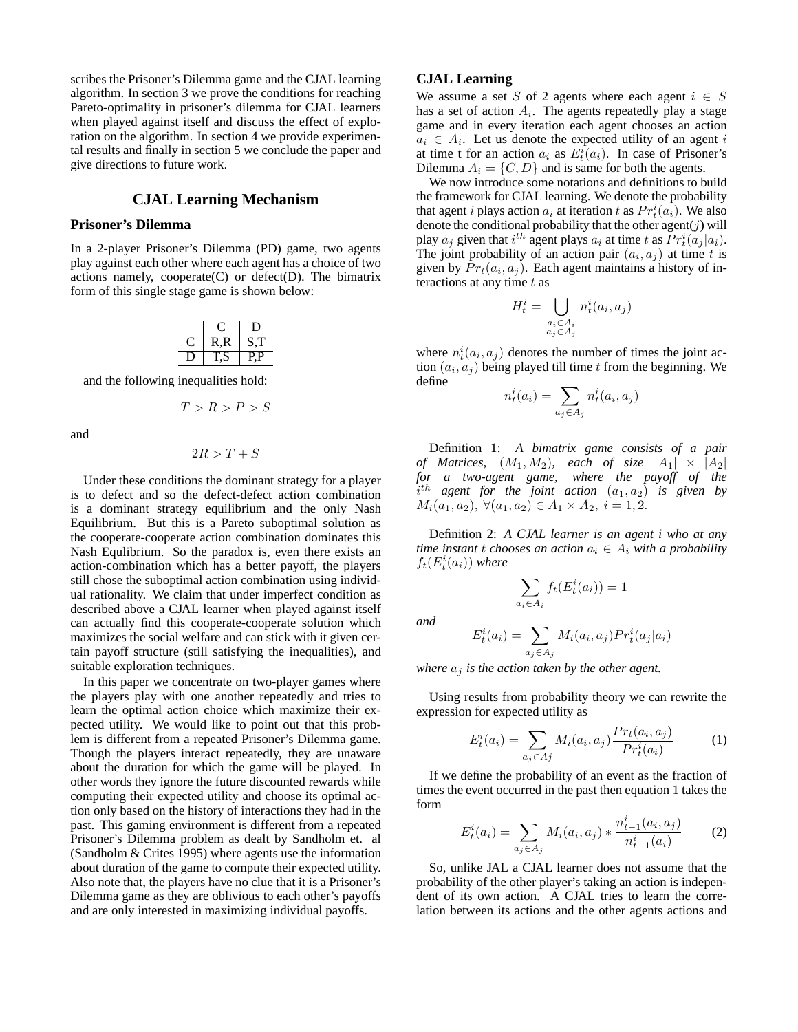scribes the Prisoner's Dilemma game and the CJAL learning algorithm. In section 3 we prove the conditions for reaching Pareto-optimality in prisoner's dilemma for CJAL learners when played against itself and discuss the effect of exploration on the algorithm. In section 4 we provide experimental results and finally in section 5 we conclude the paper and give directions to future work.

## CJAL Learning Mechanism

### Prisoner's Dilemma

In a 2-player Prisoner's Dilemma (PD) game, two agents play against each other where each agent has a choice of two actions namely, cooperate(C) or defect(D). The bimatrix form of this single stage game is shown below:

| | C | D |
|---|---|---|
| C | R,R | S,T |
| D | T,S | P,P |

and the following inequalities hold:

$$T > R > P > S$$

and

$$2R > T + S$$

Under these conditions the dominant strategy for a player is to defect and so the defect-defect action combination is a dominant strategy equilibrium and the only Nash Equilibrium. But this is a Pareto suboptimal solution as the cooperate-cooperate action combination dominates this Nash Equlibrium. So the paradox is, even there exists an action-combination which has a better payoff, the players still chose the suboptimal action combination using individual rationality. We claim that under imperfect condition as described above a CJAL learner when played against itself can actually find this cooperate-cooperate solution which maximizes the social welfare and can stick with it given certain payoff structure (still satisfying the inequalities), and suitable exploration techniques.

In this paper we concentrate on two-player games where the players play with one another repeatedly and tries to learn the optimal action choice which maximize their expected utility. We would like to point out that this problem is different from a repeated Prisoner's Dilemma game. Though the players interact repeatedly, they are unaware about the duration for which the game will be played. In other words they ignore the future discounted rewards while computing their expected utility and choose its optimal action only based on the history of interactions they had in the past. This gaming environment is different from a repeated Prisoner's Dilemma problem as dealt by Sandholm et. al (Sandholm & Crites 1995) where agents use the information about duration of the game to compute their expected utility. Also note that, the players have no clue that it is a Prisoner's Dilemma game as they are oblivious to each other's payoffs and are only interested in maximizing individual payoffs.

### CJAL Learning

We assume a set $S$ of 2 agents where each agent $i \in S$ has a set of action $A_i$. The agents repeatedly play a stage game and in every iteration each agent chooses an action $a_i \in A_i$. Let us denote the expected utility of an agent $i$ at time t for an action $a_i$ as $E_t^i(a_i)$. In case of Prisoner's Dilemma $A_i = \{C, D\}$ and is same for both the agents.

We now introduce some notations and definitions to build the framework for CJAL learning. We denote the probability that agent $i$ plays action $a_i$ at iteration $t$ as $Pr_t^i(a_i)$. We also denote the conditional probability that the other agent($j$) will play $a_j$ given that $i^{th}$ agent plays $a_i$ at time $t$ as $Pr_t^i(a_j|a_i)$. The joint probability of an action pair $(a_i, a_j)$ at time $t$ is given by $Pr_t(a_i, a_j)$. Each agent maintains a history of interactions at any time $t$ as

$$H_t^i = \bigcup_{\substack{a_i \in A_i \\ a_j \in A_j}} n_t^i(a_i, a_j)$$

where $n_t^i(a_i, a_j)$ denotes the number of times the joint action $(a_i, a_j)$ being played till time $t$ from the beginning. We define

$$n_t^i(a_i) = \sum_{a_j \in A_j} n_t^i(a_i, a_j)$$

Definition 1: *A bimatrix game consists of a pair of Matrices, $(M_1, M_2)$, each of size $|A_1| \times |A_2|$ for a two-agent game, where the payoff of the $i^{th}$ agent for the joint action $(a_1, a_2)$ is given by $M_i(a_1, a_2)$, $\forall (a_1, a_2) \in A_1 \times A_2$, $i = 1, 2$.*

Definition 2: *A CJAL learner is an agent i who at any time instant $t$ chooses an action $a_i \in A_i$ with a probability $f_t(E_t^i(a_i))$ where*

$$\sum_{a_i \in A_i} f_t(E_t^i(a_i)) = 1$$

*and*

$$E_t^i(a_i) = \sum_{a_j \in A_j} M_i(a_i, a_j) Pr_t^i(a_j|a_i)$$

*where $a_j$ is the action taken by the other agent.*

Using results from probability theory we can rewrite the expression for expected utility as

$$E_t^i(a_i) = \sum_{a_j \in Aj} M_i(a_i, a_j) \frac{Pr_t(a_i, a_j)}{Pr_t^i(a_i)} \tag{1}$$

If we define the probability of an event as the fraction of times the event occurred in the past then equation 1 takes the form

$$E_t^i(a_i) = \sum_{a_j \in A_j} M_i(a_i, a_j) * \frac{n_{t-1}^i(a_i, a_j)}{n_{t-1}^i(a_i)} \tag{2}$$

So, unlike JAL a CJAL learner does not assume that the probability of the other player's taking an action is independent of its own action. A CJAL tries to learn the correlation between its actions and the other agents actions and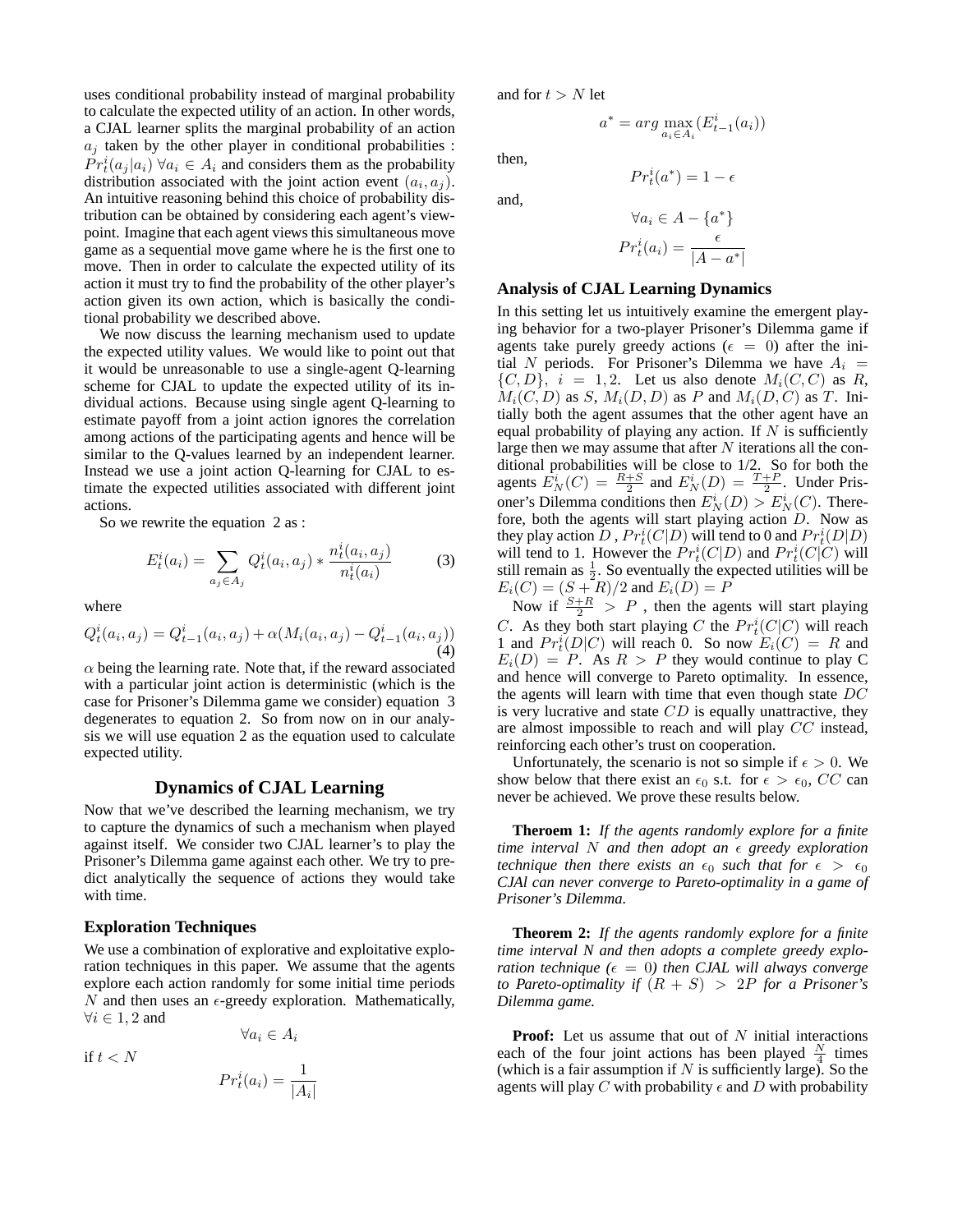uses conditional probability instead of marginal probability to calculate the expected utility of an action. In other words, a CJAL learner splits the marginal probability of an action $a_j$ taken by the other player in conditional probabilities : $Pr^i_t(a_j|a_i)\ \forall a_i \in A_i$ and considers them as the probability distribution associated with the joint action event $(a_i, a_j)$. An intuitive reasoning behind this choice of probability distribution can be obtained by considering each agent's viewpoint. Imagine that each agent views this simultaneous move game as a sequential move game where he is the first one to move. Then in order to calculate the expected utility of its action it must try to find the probability of the other player's action given its own action, which is basically the conditional probability we described above.

We now discuss the learning mechanism used to update the expected utility values. We would like to point out that it would be unreasonable to use a single-agent Q-learning scheme for CJAL to update the expected utility of its individual actions. Because using single agent Q-learning to estimate payoff from a joint action ignores the correlation among actions of the participating agents and hence will be similar to the Q-values learned by an independent learner. Instead we use a joint action Q-learning for CJAL to estimate the expected utilities associated with different joint actions.

So we rewrite the equation 2 as :

$$E^i_t(a_i) = \sum_{a_j \in A_j} Q^i_t(a_i, a_j) * \frac{n^i_t(a_i, a_j)}{n^i_t(a_i)} \qquad (3)$$

where

$$Q^i_t(a_i, a_j) = Q^i_{t-1}(a_i, a_j) + \alpha(M_i(a_i, a_j) - Q^i_{t-1}(a_i, a_j)) \qquad (4)$$

$\alpha$ being the learning rate. Note that, if the reward associated with a particular joint action is deterministic (which is the case for Prisoner's Dilemma game we consider) equation 3 degenerates to equation 2. So from now on in our analysis we will use equation 2 as the equation used to calculate expected utility.

## Dynamics of CJAL Learning

Now that we've described the learning mechanism, we try to capture the dynamics of such a mechanism when played against itself. We consider two CJAL learner's to play the Prisoner's Dilemma game against each other. We try to predict analytically the sequence of actions they would take with time.

### Exploration Techniques

We use a combination of explorative and exploitative exploration techniques in this paper. We assume that the agents explore each action randomly for some initial time periods $N$ and then uses an $\epsilon$-greedy exploration. Mathematically, $\forall i \in 1, 2$ and

$$\forall a_i \in A_i$$

if $t < N$

$$Pr^i_t(a_i) = \frac{1}{|A_i|}$$

and for $t > N$ let

$$a^* = arg \max_{a_i \in A_i} (E^i_{t-1}(a_i))$$

then,

$$Pr^i_t(a^*) = 1 - \epsilon$$

and,

$$\forall a_i \in A - \{a^*\}$$

$$Pr^i_t(a_i) = \frac{\epsilon}{|A - a^*|}$$

### Analysis of CJAL Learning Dynamics

In this setting let us intuitively examine the emergent playing behavior for a two-player Prisoner's Dilemma game if agents take purely greedy actions ($\epsilon = 0$) after the initial $N$ periods. For Prisoner's Dilemma we have $A_i = \{C, D\},\ i = 1, 2$. Let us also denote $M_i(C, C)$ as $R$, $M_i(C, D)$ as $S$, $M_i(D, D)$ as $P$ and $M_i(D, C)$ as $T$. Initially both the agent assumes that the other agent have an equal probability of playing any action. If $N$ is sufficiently large then we may assume that after $N$ iterations all the conditional probabilities will be close to 1/2. So for both the agents $E^i_N(C) = \frac{R+S}{2}$ and $E^i_N(D) = \frac{T+P}{2}$. Under Prisoner's Dilemma conditions then $E^i_N(D) > E^i_N(C)$. Therefore, both the agents will start playing action $D$. Now as they play action $D$ , $Pr^i_t(C|D)$ will tend to 0 and $Pr^i_t(D|D)$ will tend to 1. However the $Pr^i_t(C|D)$ and $Pr^i_t(C|C)$ will still remain as $\frac{1}{2}$. So eventually the expected utilities will be $E_i(C) = (S + R)/2$ and $E_i(D) = P$

Now if $\frac{S+R}{2} > P$ , then the agents will start playing $C$. As they both start playing $C$ the $Pr^i_t(C|C)$ will reach 1 and $Pr^i_t(D|C)$ will reach 0. So now $E_i(C) = R$ and $E_i(D) = P$. As $R > P$ they would continue to play C and hence will converge to Pareto optimality. In essence, the agents will learn with time that even though state $DC$ is very lucrative and state $CD$ is equally unattractive, they are almost impossible to reach and will play $CC$ instead, reinforcing each other's trust on cooperation.

Unfortunately, the scenario is not so simple if $\epsilon > 0$. We show below that there exist an $\epsilon_0$ s.t. for $\epsilon > \epsilon_0$, $CC$ can never be achieved. We prove these results below.

**Theroem 1:** *If the agents randomly explore for a finite time interval $N$ and then adopt an $\epsilon$ greedy exploration technique then there exists an $\epsilon_0$ such that for $\epsilon > \epsilon_0$ CJAl can never converge to Pareto-optimality in a game of Prisoner's Dilemma.*

**Theorem 2:** *If the agents randomly explore for a finite time interval N and then adopts a complete greedy exploration technique ($\epsilon = 0$) then CJAL will always converge to Pareto-optimality if $(R + S) > 2P$ for a Prisoner's Dilemma game.*

**Proof:** Let us assume that out of $N$ initial interactions each of the four joint actions has been played $\frac{N}{4}$ times (which is a fair assumption if $N$ is sufficiently large). So the agents will play $C$ with probability $\epsilon$ and $D$ with probability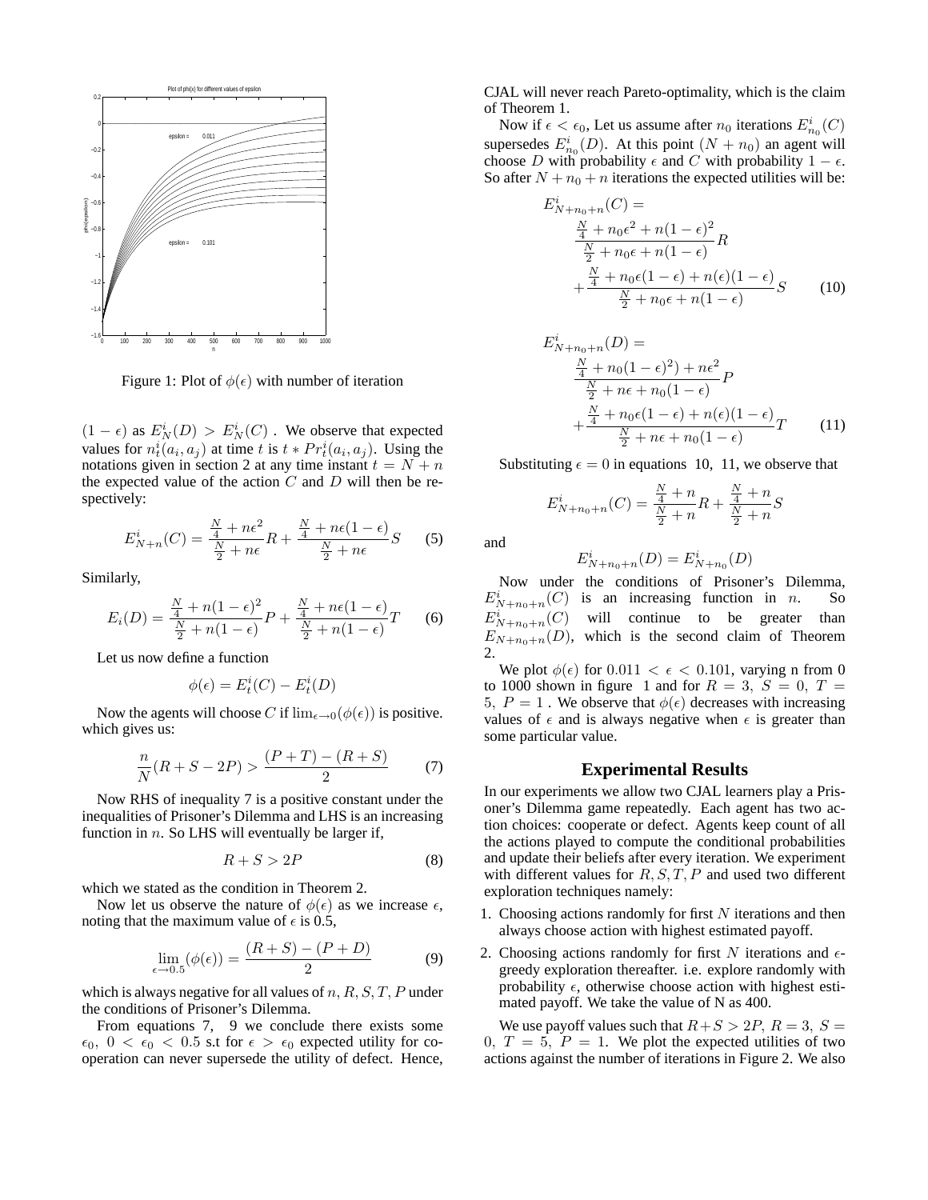Figure 1: Plot of $\phi(\epsilon)$ with number of iteration

$(1-\epsilon)$ as $E^i_N(D) > E^i_N(C)$ . We observe that expected values for $n^i_t(a_i, a_j)$ at time $t$ is $t * Pr^i_t(a_i, a_j)$. Using the notations given in section 2 at any time instant $t = N + n$ the expected value of the action $C$ and $D$ will then be respectively:

$$E^i_{N+n}(C) = \frac{\frac{N}{4} + n\epsilon^2}{\frac{N}{2} + n\epsilon} R + \frac{\frac{N}{4} + n\epsilon(1-\epsilon)}{\frac{N}{2} + n\epsilon} S \quad (5)$$

Similarly,

$$E_i(D) = \frac{\frac{N}{4} + n(1-\epsilon)^2}{\frac{N}{2} + n(1-\epsilon)} P + \frac{\frac{N}{4} + n\epsilon(1-\epsilon)}{\frac{N}{2} + n(1-\epsilon)} T \quad (6)$$

Let us now define a function

$$\phi(\epsilon) = E^i_t(C) - E^i_t(D)$$

Now the agents will choose $C$ if $\lim_{\epsilon \to 0}(\phi(\epsilon))$ is positive. which gives us:

$$\frac{n}{N}(R + S - 2P) > \frac{(P+T) - (R+S)}{2} \quad (7)$$

Now RHS of inequality 7 is a positive constant under the inequalities of Prisoner's Dilemma and LHS is an increasing function in $n$. So LHS will eventually be larger if,

$$R + S > 2P \quad (8)$$

which we stated as the condition in Theorem 2.

Now let us observe the nature of $\phi(\epsilon)$ as we increase $\epsilon$, noting that the maximum value of $\epsilon$ is 0.5,

$$\lim_{\epsilon \to 0.5}(\phi(\epsilon)) = \frac{(R+S) - (P+D)}{2} \quad (9)$$

which is always negative for all values of $n, R, S, T, P$ under the conditions of Prisoner's Dilemma.

From equations 7, 9 we conclude there exists some $\epsilon_0$, $0 < \epsilon_0 < 0.5$ s.t for $\epsilon > \epsilon_0$ expected utility for cooperation can never supersede the utility of defect. Hence, CJAL will never reach Pareto-optimality, which is the claim of Theorem 1.

Now if $\epsilon < \epsilon_0$, Let us assume after $n_0$ iterations $E^i_{n_0}(C)$ supersedes $E^i_{n_0}(D)$. At this point $(N + n_0)$ an agent will choose $D$ with probability $\epsilon$ and $C$ with probability $1 - \epsilon$. So after $N + n_0 + n$ iterations the expected utilities will be:

$$E^i_{N+n_0+n}(C) = \frac{\frac{N}{4} + n_0\epsilon^2 + n(1-\epsilon)^2}{\frac{N}{2} + n_0\epsilon + n(1-\epsilon)} R + \frac{\frac{N}{4} + n_0\epsilon(1-\epsilon) + n(\epsilon)(1-\epsilon)}{\frac{N}{2} + n_0\epsilon + n(1-\epsilon)} S \quad (10)$$

$$E^i_{N+n_0+n}(D) = \frac{\frac{N}{4} + n_0(1-\epsilon)^2) + n\epsilon^2}{\frac{N}{2} + n\epsilon + n_0(1-\epsilon)} P + \frac{\frac{N}{4} + n_0\epsilon(1-\epsilon) + n(\epsilon)(1-\epsilon)}{\frac{N}{2} + n\epsilon + n_0(1-\epsilon)} T \quad (11)$$

Substituting $\epsilon = 0$ in equations 10, 11, we observe that

$$E^i_{N+n_0+n}(C) = \frac{\frac{N}{4} + n}{\frac{N}{2} + n} R + \frac{\frac{N}{4} + n}{\frac{N}{2} + n} S$$

and

$$E^i_{N+n_0+n}(D) = E^i_{N+n_0}(D)$$

Now under the conditions of Prisoner's Dilemma, $E^i_{N+n_0+n}(C)$ is an increasing function in $n$. So $E^i_{N+n_0+n}(C)$ will continue to be greater than $E_{N+n_0+n}(D)$, which is the second claim of Theorem 2.

We plot $\phi(\epsilon)$ for $0.011 < \epsilon < 0.101$, varying n from 0 to 1000 shown in figure 1 and for $R = 3$, $S = 0$, $T = 5$, $P = 1$ . We observe that $\phi(\epsilon)$ decreases with increasing values of $\epsilon$ and is always negative when $\epsilon$ is greater than some particular value.

## Experimental Results

In our experiments we allow two CJAL learners play a Prisoner's Dilemma game repeatedly. Each agent has two action choices: cooperate or defect. Agents keep count of all the actions played to compute the conditional probabilities and update their beliefs after every iteration. We experiment with different values for $R, S, T, P$ and used two different exploration techniques namely:

1. Choosing actions randomly for first $N$ iterations and then always choose action with highest estimated payoff.
2. Choosing actions randomly for first $N$ iterations and $\epsilon$-greedy exploration thereafter. i.e. explore randomly with probability $\epsilon$, otherwise choose action with highest estimated payoff. We take the value of N as 400.

We use payoff values such that $R+S > 2P$, $R = 3$, $S = 0$, $T = 5$, $P = 1$. We plot the expected utilities of two actions against the number of iterations in Figure 2. We also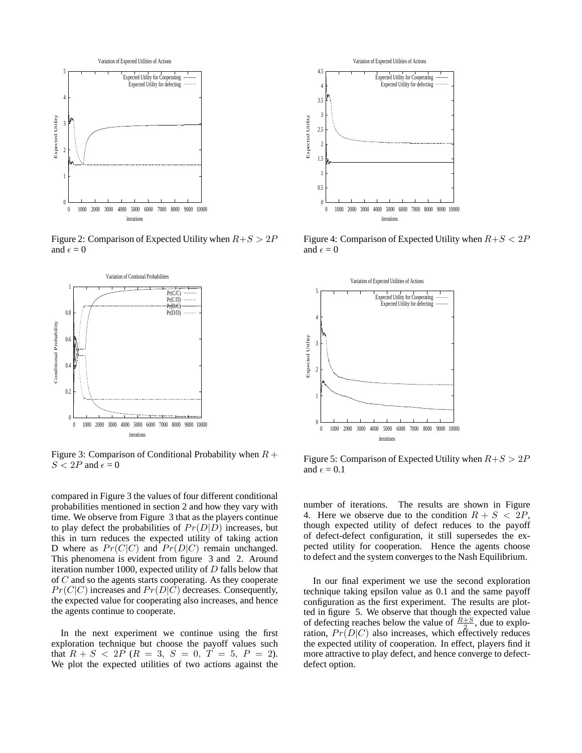Figure 2: Comparison of Expected Utility when $R+S > 2P$ and $\epsilon$ = 0

Figure 3: Comparison of Conditional Probability when $R + S < 2P$ and $\epsilon$ = 0

compared in Figure 3 the values of four different conditional probabilities mentioned in section 2 and how they vary with time. We observe from Figure 3 that as the players continue to play defect the probabilities of $Pr(D|D)$ increases, but this in turn reduces the expected utility of taking action D where as $Pr(C|C)$ and $Pr(D|C)$ remain unchanged. This phenomena is evident from figure 3 and 2. Around iteration number 1000, expected utility of $D$ falls below that of $C$ and so the agents starts cooperating. As they cooperate $Pr(C|C)$ increases and $Pr(D|C)$ decreases. Consequently, the expected value for cooperating also increases, and hence the agents continue to cooperate.

In the next experiment we continue using the first exploration technique but choose the payoff values such that $R + S < 2P$ ($R = 3,\ S = 0,\ T = 5,\ P = 2$). We plot the expected utilities of two actions against the number of iterations. The results are shown in Figure 4. Here we observe due to the condition $R + S < 2P$, though expected utility of defect reduces to the payoff of defect-defect configuration, it still supersedes the expected utility for cooperation. Hence the agents choose to defect and the system converges to the Nash Equilibrium.

Figure 4: Comparison of Expected Utility when $R+S < 2P$ and $\epsilon$ = 0

Figure 5: Comparison of Expected Utility when $R+S > 2P$ and $\epsilon$ = 0.1

In our final experiment we use the second exploration technique taking epsilon value as 0.1 and the same payoff configuration as the first experiment. The results are plotted in figure 5. We observe that though the expected value of defecting reaches below the value of $\frac{R+S}{2}$, due to exploration, $Pr(D|C)$ also increases, which effectively reduces the expected utility of cooperation. In effect, players find it more attractive to play defect, and hence converge to defect-defect option.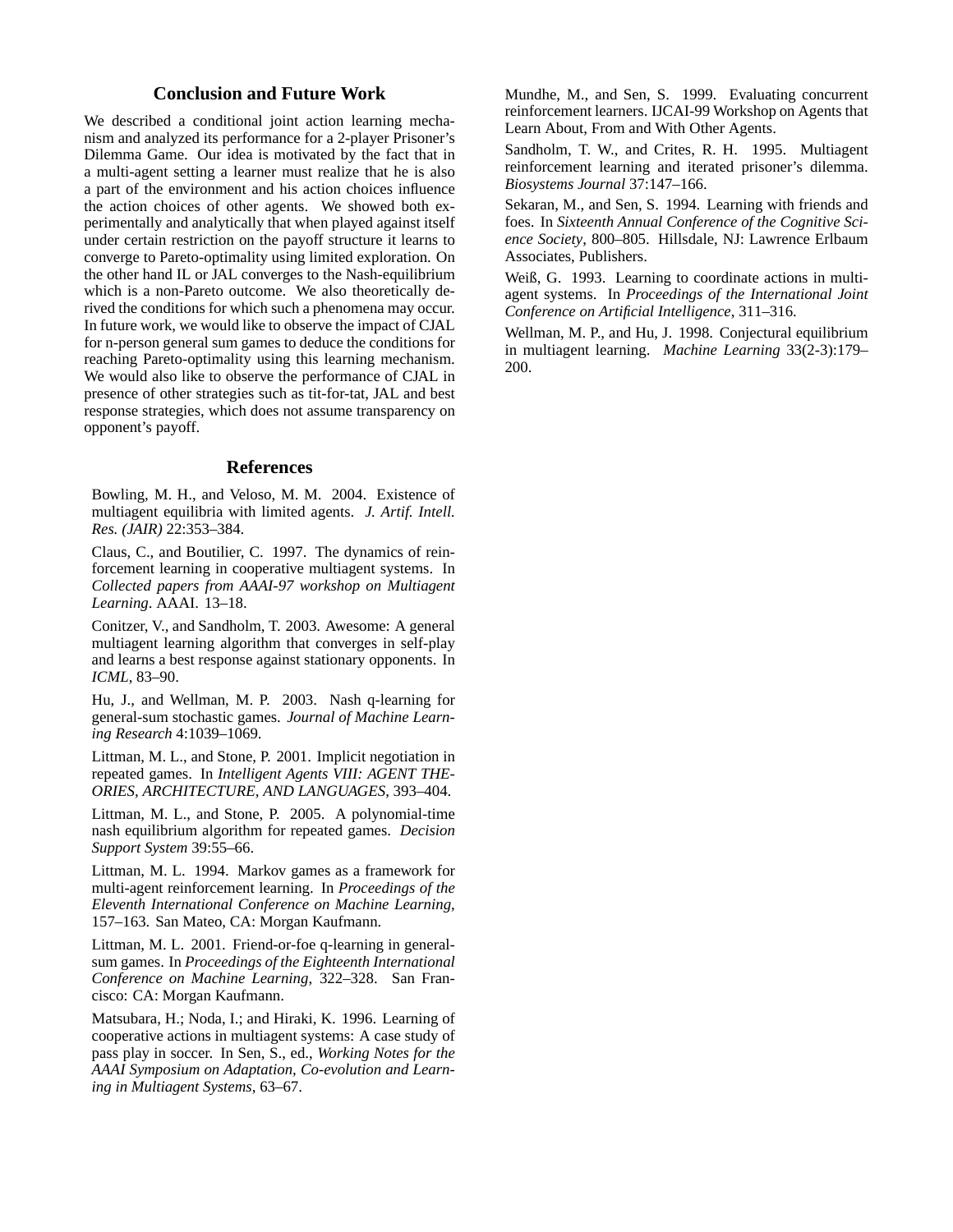## Conclusion and Future Work

We described a conditional joint action learning mechanism and analyzed its performance for a 2-player Prisoner's Dilemma Game. Our idea is motivated by the fact that in a multi-agent setting a learner must realize that he is also a part of the environment and his action choices influence the action choices of other agents. We showed both experimentally and analytically that when played against itself under certain restriction on the payoff structure it learns to converge to Pareto-optimality using limited exploration. On the other hand IL or JAL converges to the Nash-equilibrium which is a non-Pareto outcome. We also theoretically derived the conditions for which such a phenomena may occur. In future work, we would like to observe the impact of CJAL for n-person general sum games to deduce the conditions for reaching Pareto-optimality using this learning mechanism. We would also like to observe the performance of CJAL in presence of other strategies such as tit-for-tat, JAL and best response strategies, which does not assume transparency on opponent's payoff.

## References

Bowling, M. H., and Veloso, M. M. 2004. Existence of multiagent equilibria with limited agents. *J. Artif. Intell. Res. (JAIR)* 22:353–384.

Claus, C., and Boutilier, C. 1997. The dynamics of reinforcement learning in cooperative multiagent systems. In *Collected papers from AAAI-97 workshop on Multiagent Learning*. AAAI. 13–18.

Conitzer, V., and Sandholm, T. 2003. Awesome: A general multiagent learning algorithm that converges in self-play and learns a best response against stationary opponents. In *ICML*, 83–90.

Hu, J., and Wellman, M. P. 2003. Nash q-learning for general-sum stochastic games. *Journal of Machine Learning Research* 4:1039–1069.

Littman, M. L., and Stone, P. 2001. Implicit negotiation in repeated games. In *Intelligent Agents VIII: AGENT THEORIES, ARCHITECTURE, AND LANGUAGES*, 393–404.

Littman, M. L., and Stone, P. 2005. A polynomial-time nash equilibrium algorithm for repeated games. *Decision Support System* 39:55–66.

Littman, M. L. 1994. Markov games as a framework for multi-agent reinforcement learning. In *Proceedings of the Eleventh International Conference on Machine Learning*, 157–163. San Mateo, CA: Morgan Kaufmann.

Littman, M. L. 2001. Friend-or-foe q-learning in general-sum games. In *Proceedings of the Eighteenth International Conference on Machine Learning*, 322–328. San Francisco: CA: Morgan Kaufmann.

Matsubara, H.; Noda, I.; and Hiraki, K. 1996. Learning of cooperative actions in multiagent systems: A case study of pass play in soccer. In Sen, S., ed., *Working Notes for the AAAI Symposium on Adaptation, Co-evolution and Learning in Multiagent Systems*, 63–67.

Mundhe, M., and Sen, S. 1999. Evaluating concurrent reinforcement learners. IJCAI-99 Workshop on Agents that Learn About, From and With Other Agents.

Sandholm, T. W., and Crites, R. H. 1995. Multiagent reinforcement learning and iterated prisoner's dilemma. *Biosystems Journal* 37:147–166.

Sekaran, M., and Sen, S. 1994. Learning with friends and foes. In *Sixteenth Annual Conference of the Cognitive Science Society*, 800–805. Hillsdale, NJ: Lawrence Erlbaum Associates, Publishers.

Weiß, G. 1993. Learning to coordinate actions in multiagent systems. In *Proceedings of the International Joint Conference on Artificial Intelligence*, 311–316.

Wellman, M. P., and Hu, J. 1998. Conjectural equilibrium in multiagent learning. *Machine Learning* 33(2-3):179–200.